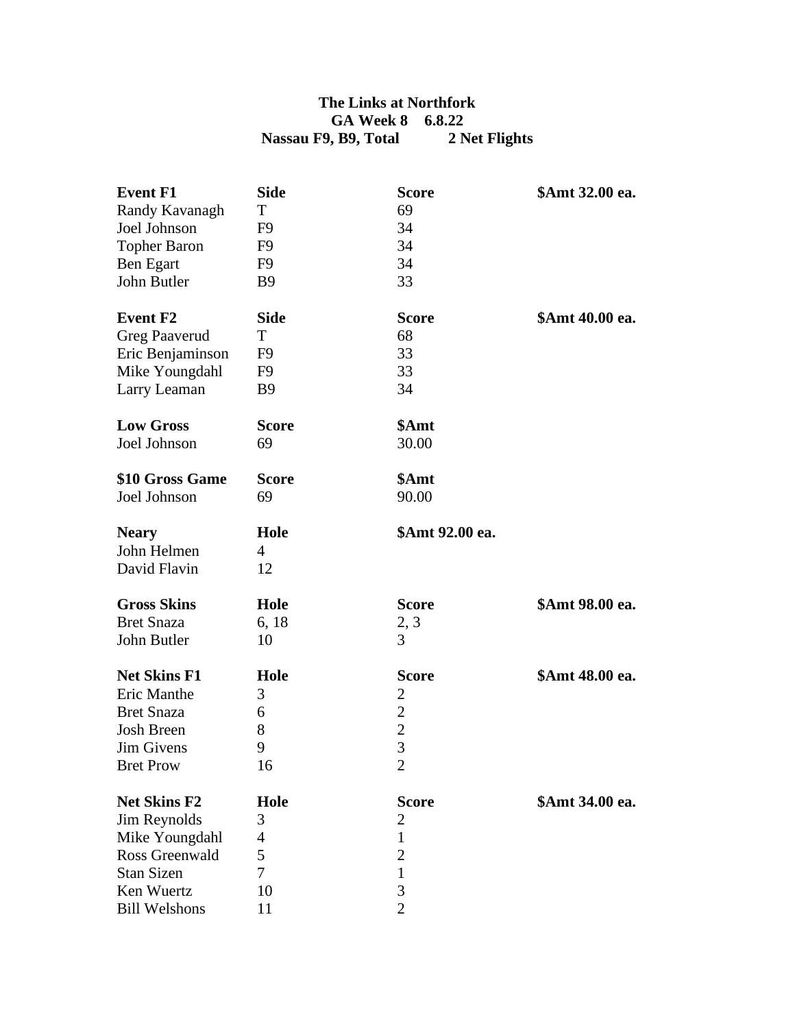**The Links at Northfork**
**GA Week 8 6.8.22**
**Nassau F9, B9, Total 2 Net Flights**

| **Event F1** | **Side** | **Score** | **$Amt 32.00 ea.** |
|---|---|---|---|
| Randy Kavanagh | T | 69 | |
| Joel Johnson | F9 | 34 | |
| Topher Baron | F9 | 34 | |
| Ben Egart | F9 | 34 | |
| John Butler | B9 | 33 | |

| **Event F2** | **Side** | **Score** | **$Amt 40.00 ea.** |
|---|---|---|---|
| Greg Paaverud | T | 68 | |
| Eric Benjaminson | F9 | 33 | |
| Mike Youngdahl | F9 | 33 | |
| Larry Leaman | B9 | 34 | |

| **Low Gross** | **Score** | **$Amt** |
|---|---|---|
| Joel Johnson | 69 | 30.00 |

| **$10 Gross Game** | **Score** | **$Amt** |
|---|---|---|
| Joel Johnson | 69 | 90.00 |

| **Neary** | **Hole** | **$Amt 92.00 ea.** |
|---|---|---|
| John Helmen | 4 | |
| David Flavin | 12 | |

| **Gross Skins** | **Hole** | **Score** | **$Amt 98.00 ea.** |
|---|---|---|---|
| Bret Snaza | 6, 18 | 2, 3 | |
| John Butler | 10 | 3 | |

| **Net Skins F1** | **Hole** | **Score** | **$Amt 48.00 ea.** |
|---|---|---|---|
| Eric Manthe | 3 | 2 | |
| Bret Snaza | 6 | 2 | |
| Josh Breen | 8 | 2 | |
| Jim Givens | 9 | 3 | |
| Bret Prow | 16 | 2 | |

| **Net Skins F2** | **Hole** | **Score** | **$Amt 34.00 ea.** |
|---|---|---|---|
| Jim Reynolds | 3 | 2 | |
| Mike Youngdahl | 4 | 1 | |
| Ross Greenwald | 5 | 2 | |
| Stan Sizen | 7 | 1 | |
| Ken Wuertz | 10 | 3 | |
| Bill Welshons | 11 | 2 | |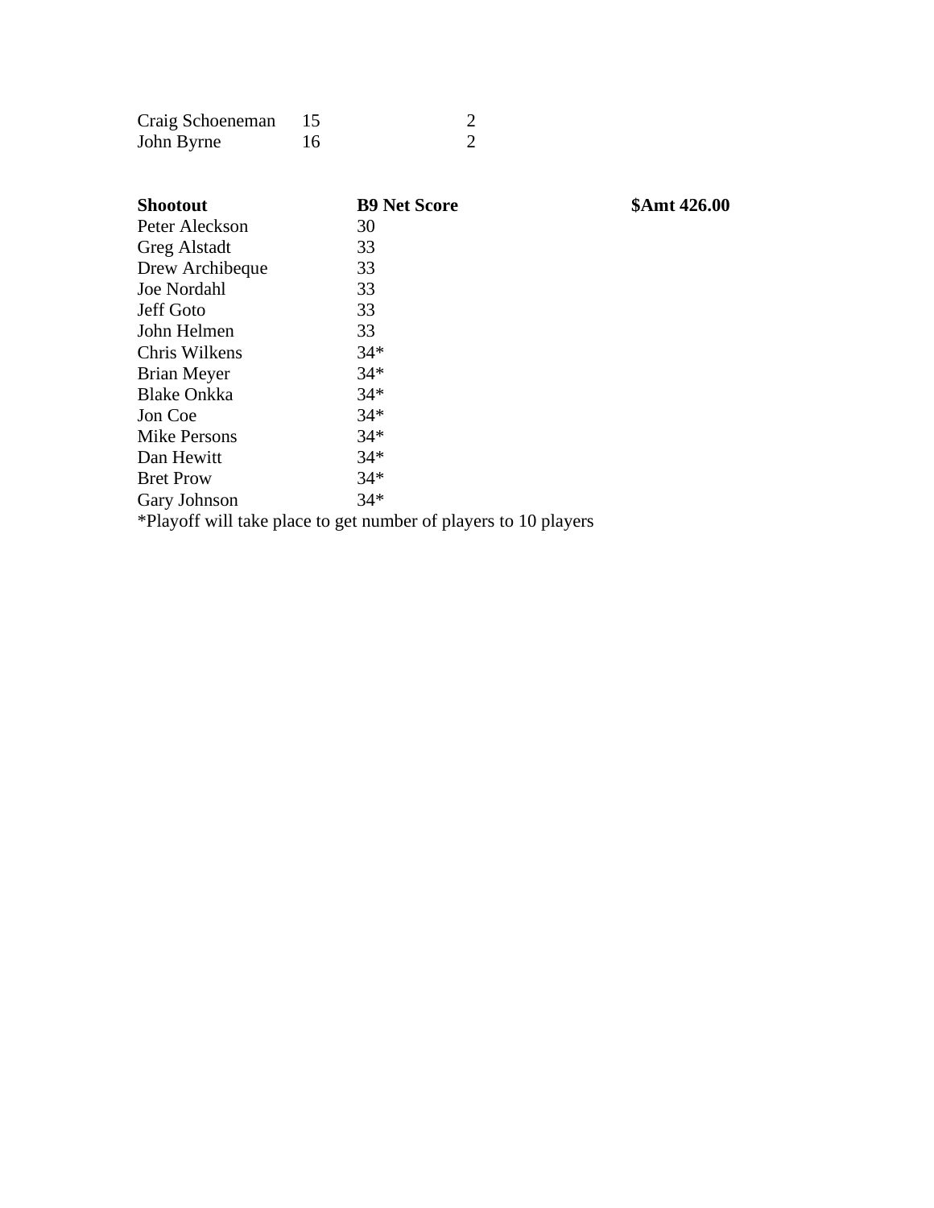| | | |
|---|---|---|
| Craig Schoeneman | 15 | 2 |
| John Byrne | 16 | 2 |

| Shootout | B9 Net Score | $Amt 426.00 |
|---|---|---|
| Peter Aleckson | 30 | |
| Greg Alstadt | 33 | |
| Drew Archibeque | 33 | |
| Joe Nordahl | 33 | |
| Jeff Goto | 33 | |
| John Helmen | 33 | |
| Chris Wilkens | 34* | |
| Brian Meyer | 34* | |
| Blake Onkka | 34* | |
| Jon Coe | 34* | |
| Mike Persons | 34* | |
| Dan Hewitt | 34* | |
| Bret Prow | 34* | |
| Gary Johnson | 34* | |

*Playoff will take place to get number of players to 10 players